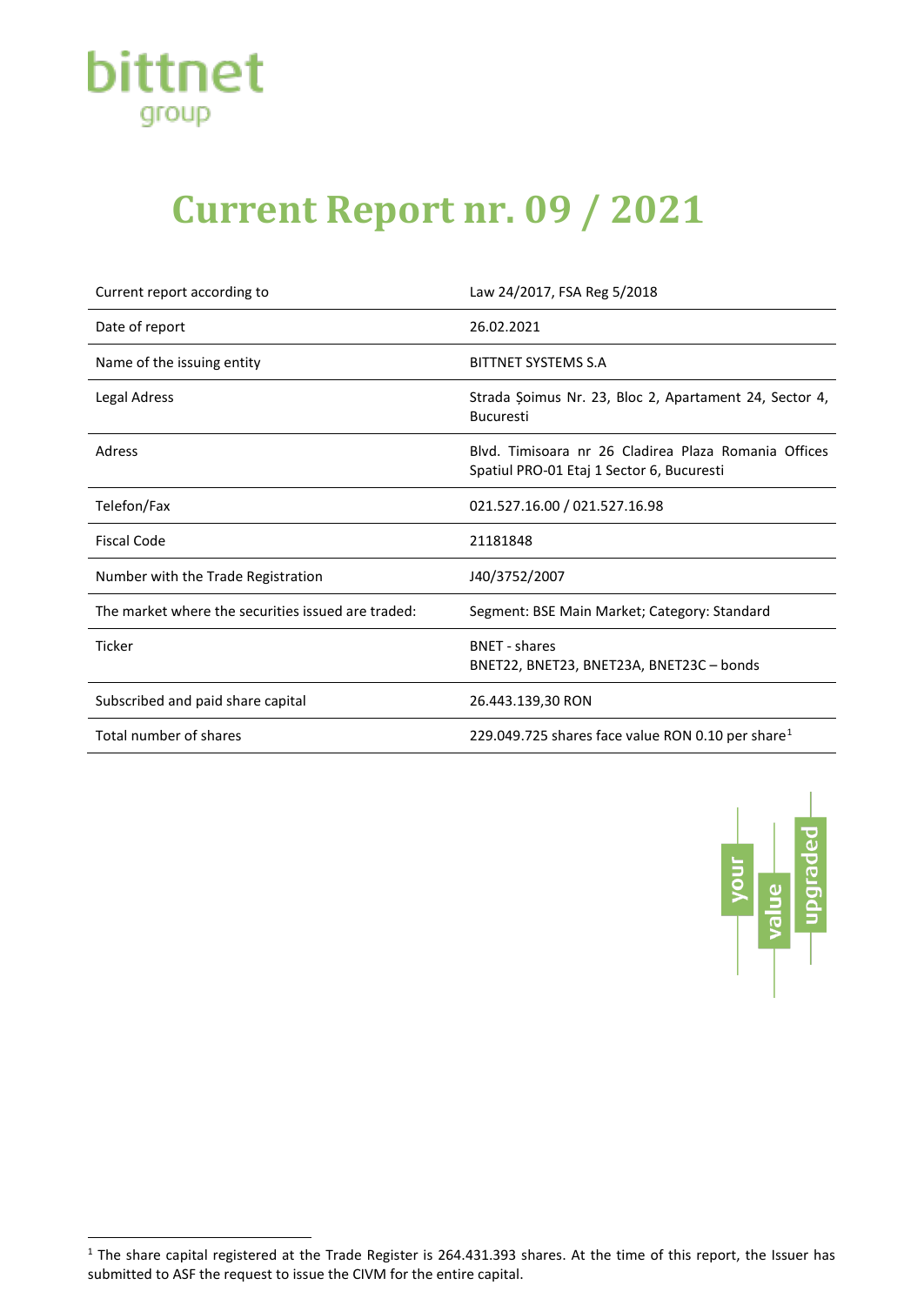bittnet
group

# Current Report nr. 09 / 2021

| | |
|---|---|
| Current report according to | Law 24/2017, FSA Reg 5/2018 |
| Date of report | 26.02.2021 |
| Name of the issuing entity | BITTNET SYSTEMS S.A |
| Legal Adress | Strada Șoimus Nr. 23, Bloc 2, Apartament 24, Sector 4, Bucuresti |
| Adress | Blvd. Timisoara nr 26 Cladirea Plaza Romania Offices Spatiul PRO-01 Etaj 1 Sector 6, Bucuresti |
| Telefon/Fax | 021.527.16.00 / 021.527.16.98 |
| Fiscal Code | 21181848 |
| Number with the Trade Registration | J40/3752/2007 |
| The market where the securities issued are traded: | Segment: BSE Main Market; Category: Standard |
| Ticker | BNET - shares<br>BNET22, BNET23, BNET23A, BNET23C – bonds |
| Subscribed and paid share capital | 26.443.139,30 RON |
| Total number of shares | 229.049.725 shares face value RON 0.10 per share[1] |

your value upgraded

[1] The share capital registered at the Trade Register is 264.431.393 shares. At the time of this report, the Issuer has submitted to ASF the request to issue the CIVM for the entire capital.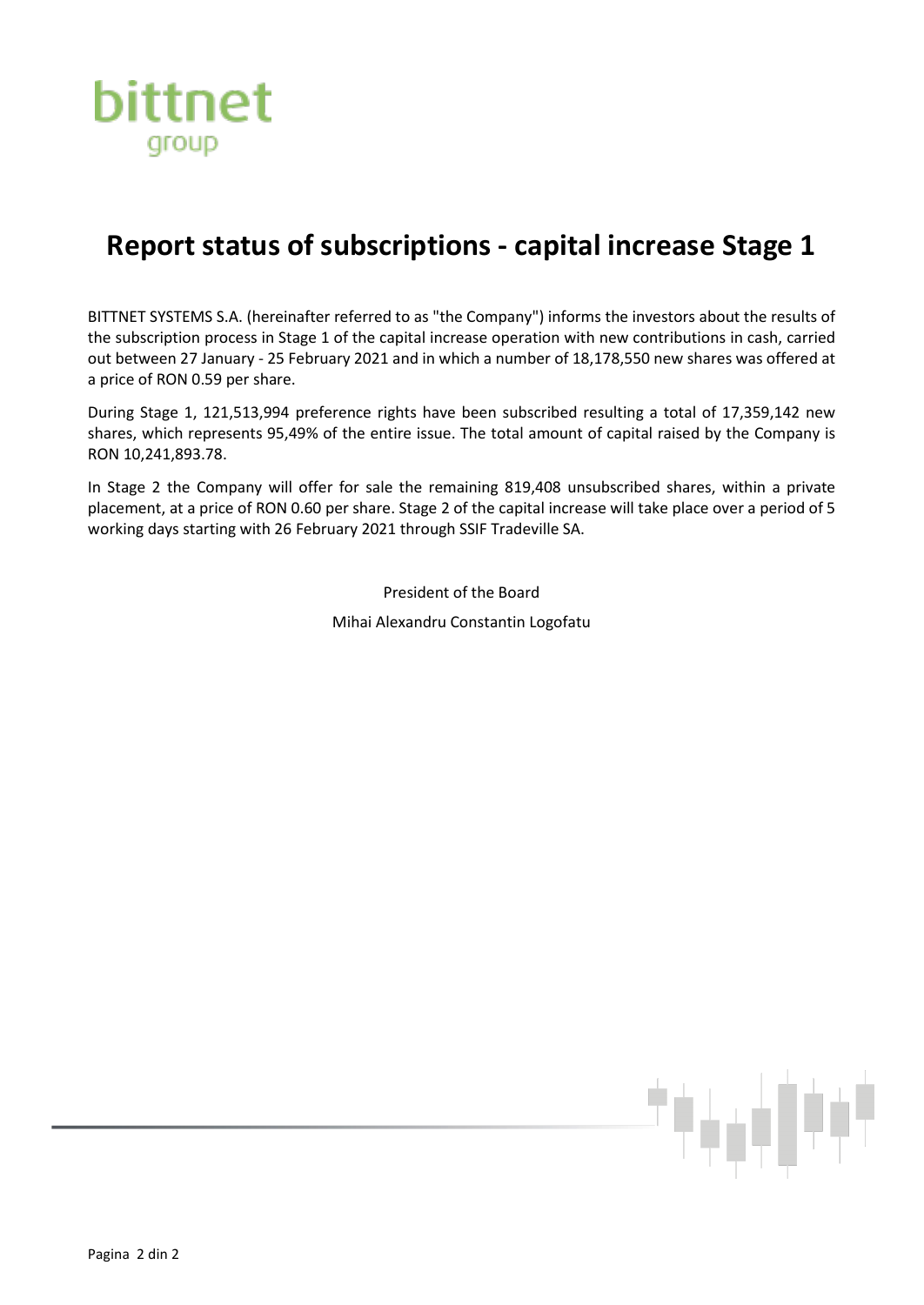bittnet
group

# Report status of subscriptions - capital increase Stage 1

BITTNET SYSTEMS S.A. (hereinafter referred to as "the Company") informs the investors about the results of the subscription process in Stage 1 of the capital increase operation with new contributions in cash, carried out between 27 January - 25 February 2021 and in which a number of 18,178,550 new shares was offered at a price of RON 0.59 per share.

During Stage 1, 121,513,994 preference rights have been subscribed resulting a total of 17,359,142 new shares, which represents 95,49% of the entire issue. The total amount of capital raised by the Company is RON 10,241,893.78.

In Stage 2 the Company will offer for sale the remaining 819,408 unsubscribed shares, within a private placement, at a price of RON 0.60 per share. Stage 2 of the capital increase will take place over a period of 5 working days starting with 26 February 2021 through SSIF Tradeville SA.

President of the Board

Mihai Alexandru Constantin Logofatu